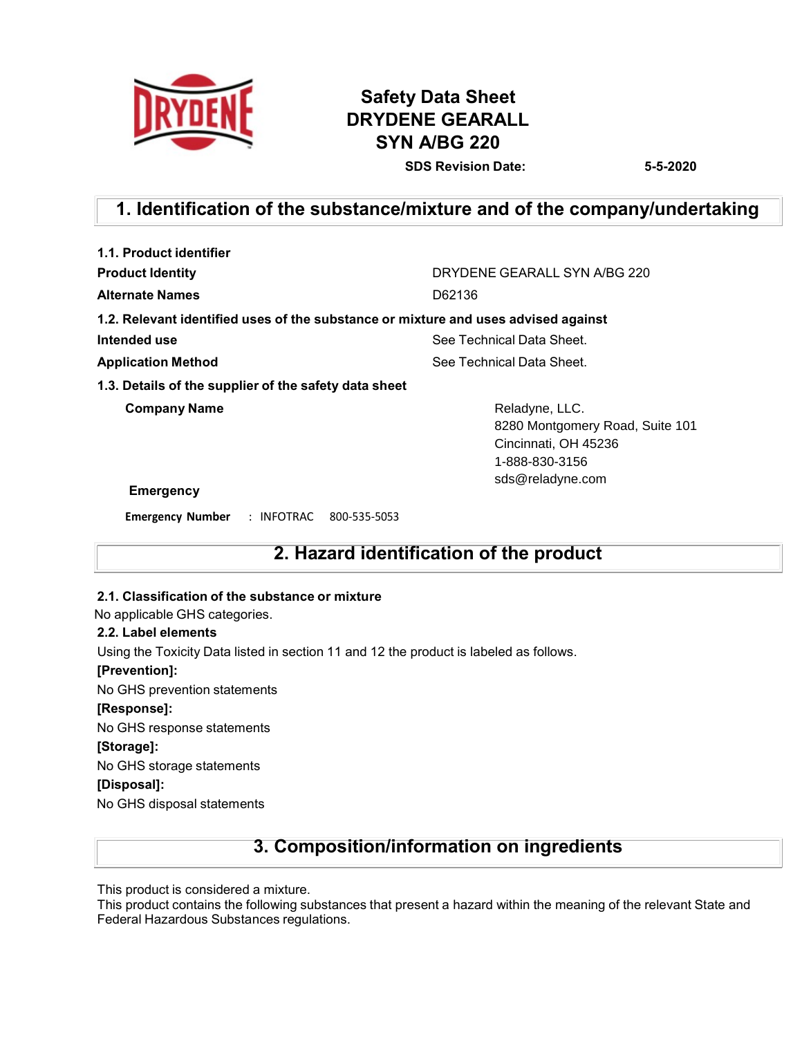# Safety Data Sheet
# DRYDENE GEARALL SYN A/BG 220

**SDS Revision Date:** **5-5-2020**

## 1. Identification of the substance/mixture and of the company/undertaking

**1.1. Product identifier**

| | |
|---|---|
| **Product Identity** | DRYDENE GEARALL SYN A/BG 220 |
| **Alternate Names** | D62136 |

**1.2. Relevant identified uses of the substance or mixture and uses advised against**

| | |
|---|---|
| **Intended use** | See Technical Data Sheet. |
| **Application Method** | See Technical Data Sheet. |

**1.3. Details of the supplier of the safety data sheet**

**Company Name**

Reladyne, LLC.
8280 Montgomery Road, Suite 101
Cincinnati, OH 45236
1-888-830-3156
sds@reladyne.com

**Emergency**

**Emergency Number** : INFOTRAC 800-535-5053

## 2. Hazard identification of the product

**2.1. Classification of the substance or mixture**

No applicable GHS categories.

**2.2. Label elements**

Using the Toxicity Data listed in section 11 and 12 the product is labeled as follows.

**[Prevention]:**

No GHS prevention statements

**[Response]:**

No GHS response statements

**[Storage]:**

No GHS storage statements

**[Disposal]:**

No GHS disposal statements

## 3. Composition/information on ingredients

This product is considered a mixture.
This product contains the following substances that present a hazard within the meaning of the relevant State and Federal Hazardous Substances regulations.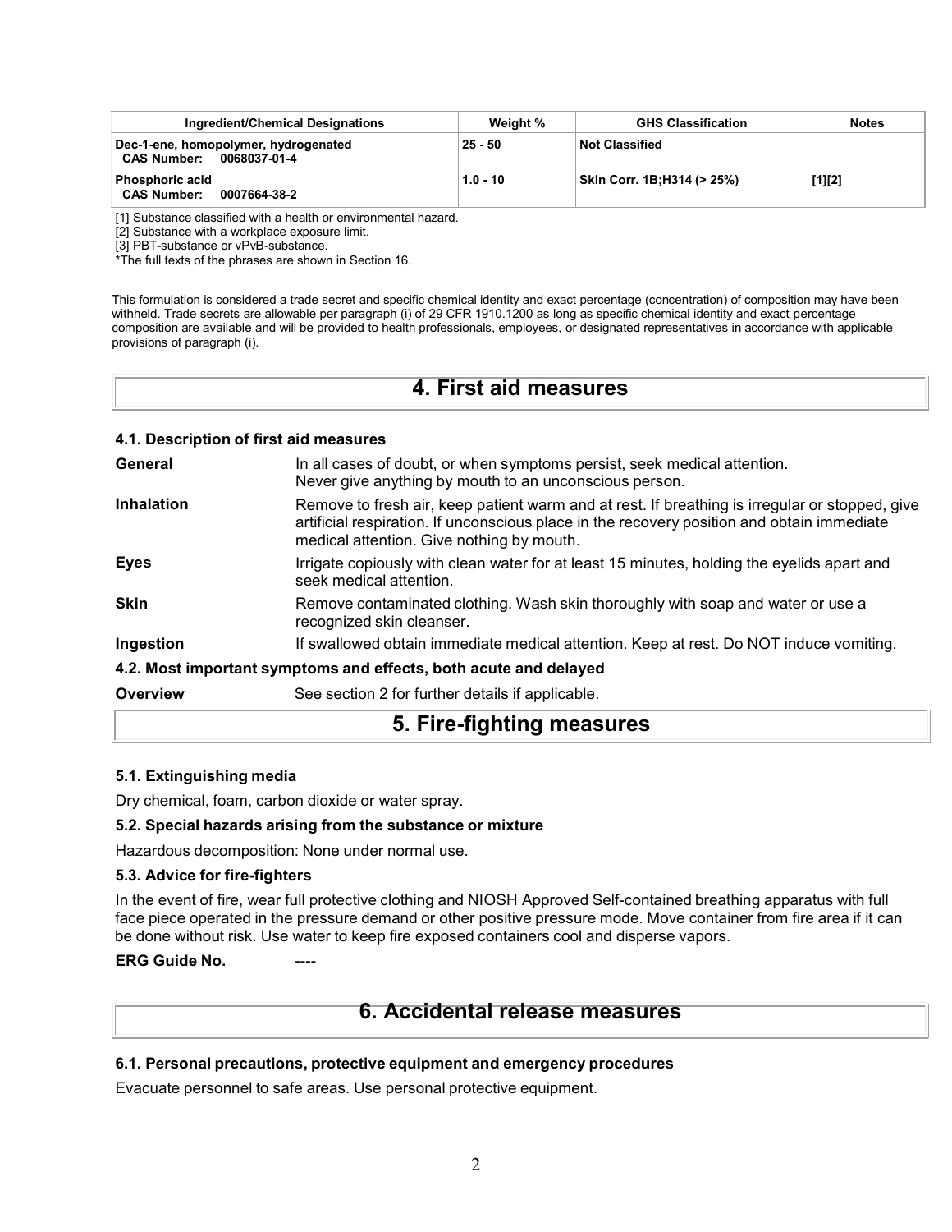| Ingredient/Chemical Designations | Weight % | GHS Classification | Notes |
| --- | --- | --- | --- |
| Dec-1-ene, homopolymer, hydrogenated CAS Number: 0068037-01-4 | 25 - 50 | Not Classified | |
| Phosphoric acid CAS Number: 0007664-38-2 | 1.0 - 10 | Skin Corr. 1B;H314 (> 25%) | [1][2] |

[1] Substance classified with a health or environmental hazard.
[2] Substance with a workplace exposure limit.
[3] PBT-substance or vPvB-substance.
*The full texts of the phrases are shown in Section 16.

This formulation is considered a trade secret and specific chemical identity and exact percentage (concentration) of composition may have been withheld. Trade secrets are allowable per paragraph (i) of 29 CFR 1910.1200 as long as specific chemical identity and exact percentage composition are available and will be provided to health professionals, employees, or designated representatives in accordance with applicable provisions of paragraph (i).

# 4. First aid measures

### 4.1. Description of first aid measures

**General** — In all cases of doubt, or when symptoms persist, seek medical attention. Never give anything by mouth to an unconscious person.

**Inhalation** — Remove to fresh air, keep patient warm and at rest. If breathing is irregular or stopped, give artificial respiration. If unconscious place in the recovery position and obtain immediate medical attention. Give nothing by mouth.

**Eyes** — Irrigate copiously with clean water for at least 15 minutes, holding the eyelids apart and seek medical attention.

**Skin** — Remove contaminated clothing. Wash skin thoroughly with soap and water or use a recognized skin cleanser.

**Ingestion** — If swallowed obtain immediate medical attention. Keep at rest. Do NOT induce vomiting.

### 4.2. Most important symptoms and effects, both acute and delayed

**Overview** — See section 2 for further details if applicable.

# 5. Fire-fighting measures

### 5.1. Extinguishing media

Dry chemical, foam, carbon dioxide or water spray.

### 5.2. Special hazards arising from the substance or mixture

Hazardous decomposition: None under normal use.

### 5.3. Advice for fire-fighters

In the event of fire, wear full protective clothing and NIOSH Approved Self-contained breathing apparatus with full face piece operated in the pressure demand or other positive pressure mode. Move container from fire area if it can be done without risk. Use water to keep fire exposed containers cool and disperse vapors.

**ERG Guide No.** ----

# 6. Accidental release measures

### 6.1. Personal precautions, protective equipment and emergency procedures

Evacuate personnel to safe areas. Use personal protective equipment.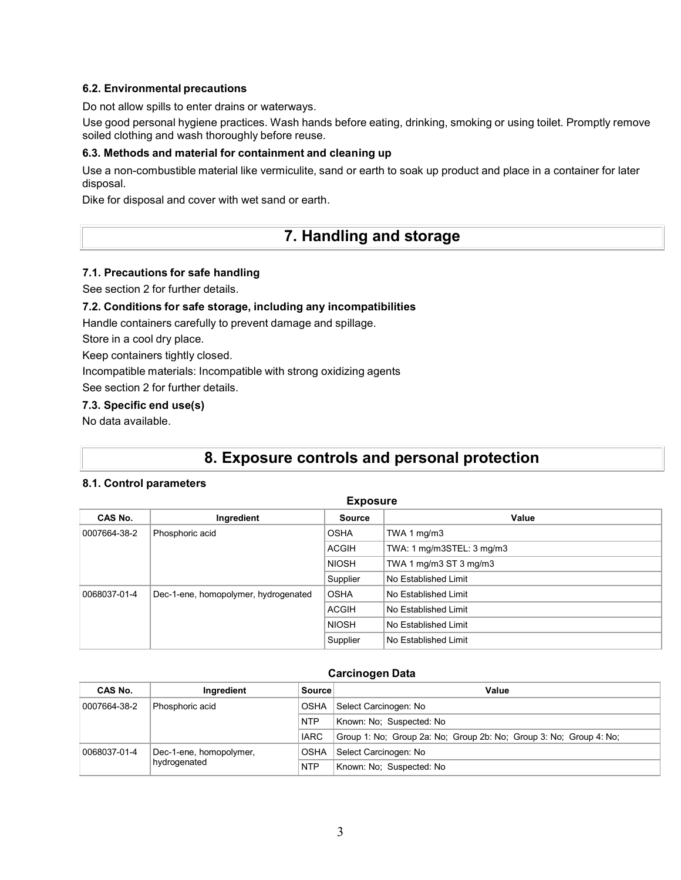### 6.2. Environmental precautions

Do not allow spills to enter drains or waterways.

Use good personal hygiene practices. Wash hands before eating, drinking, smoking or using toilet. Promptly remove soiled clothing and wash thoroughly before reuse.

### 6.3. Methods and material for containment and cleaning up

Use a non-combustible material like vermiculite, sand or earth to soak up product and place in a container for later disposal.

Dike for disposal and cover with wet sand or earth.

## 7. Handling and storage

### 7.1. Precautions for safe handling

See section 2 for further details.

### 7.2. Conditions for safe storage, including any incompatibilities

Handle containers carefully to prevent damage and spillage.

Store in a cool dry place.

Keep containers tightly closed.

Incompatible materials: Incompatible with strong oxidizing agents

See section 2 for further details.

### 7.3. Specific end use(s)

No data available.

## 8. Exposure controls and personal protection

### 8.1. Control parameters

**Exposure**

| CAS No. | Ingredient | Source | Value |
|---|---|---|---|
| 0007664-38-2 | Phosphoric acid | OSHA | TWA 1 mg/m3 |
| | | ACGIH | TWA: 1 mg/m3STEL: 3 mg/m3 |
| | | NIOSH | TWA 1 mg/m3 ST 3 mg/m3 |
| | | Supplier | No Established Limit |
| 0068037-01-4 | Dec-1-ene, homopolymer, hydrogenated | OSHA | No Established Limit |
| | | ACGIH | No Established Limit |
| | | NIOSH | No Established Limit |
| | | Supplier | No Established Limit |

**Carcinogen Data**

| CAS No. | Ingredient | Source | Value |
|---|---|---|---|
| 0007664-38-2 | Phosphoric acid | OSHA | Select Carcinogen: No |
| | | NTP | Known: No; Suspected: No |
| | | IARC | Group 1: No; Group 2a: No; Group 2b: No; Group 3: No; Group 4: No; |
| 0068037-01-4 | Dec-1-ene, homopolymer, hydrogenated | OSHA | Select Carcinogen: No |
| | | NTP | Known: No; Suspected: No |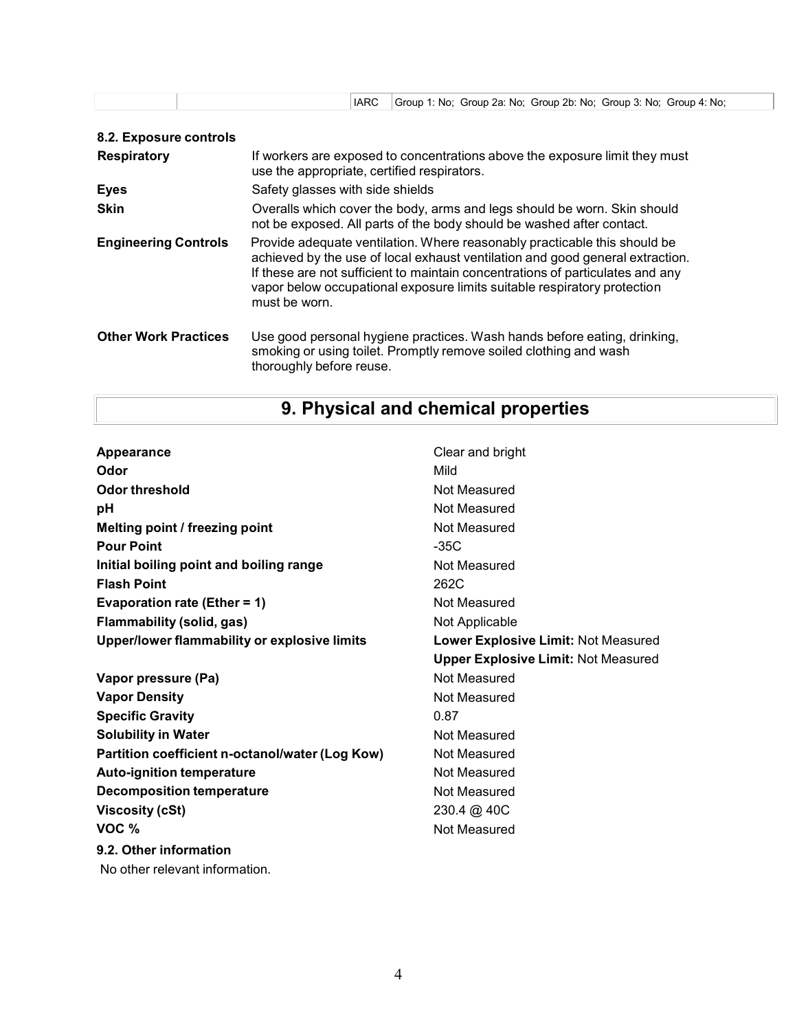| | | IARC | Group 1: No; Group 2a: No; Group 2b: No; Group 3: No; Group 4: No; |
|---|---|---|---|

### 8.2. Exposure controls

**Respiratory** If workers are exposed to concentrations above the exposure limit they must use the appropriate, certified respirators.

**Eyes** Safety glasses with side shields

**Skin** Overalls which cover the body, arms and legs should be worn. Skin should not be exposed. All parts of the body should be washed after contact.

**Engineering Controls** Provide adequate ventilation. Where reasonably practicable this should be achieved by the use of local exhaust ventilation and good general extraction. If these are not sufficient to maintain concentrations of particulates and any vapor below occupational exposure limits suitable respiratory protection must be worn.

**Other Work Practices** Use good personal hygiene practices. Wash hands before eating, drinking, smoking or using toilet. Promptly remove soiled clothing and wash thoroughly before reuse.

## 9. Physical and chemical properties

| | |
|---|---|
| **Appearance** | Clear and bright |
| **Odor** | Mild |
| **Odor threshold** | Not Measured |
| **pH** | Not Measured |
| **Melting point / freezing point** | Not Measured |
| **Pour Point** | -35C |
| **Initial boiling point and boiling range** | Not Measured |
| **Flash Point** | 262C |
| **Evaporation rate (Ether = 1)** | Not Measured |
| **Flammability (solid, gas)** | Not Applicable |
| **Upper/lower flammability or explosive limits** | **Lower Explosive Limit:** Not Measured<br>**Upper Explosive Limit:** Not Measured |
| **Vapor pressure (Pa)** | Not Measured |
| **Vapor Density** | Not Measured |
| **Specific Gravity** | 0.87 |
| **Solubility in Water** | Not Measured |
| **Partition coefficient n-octanol/water (Log Kow)** | Not Measured |
| **Auto-ignition temperature** | Not Measured |
| **Decomposition temperature** | Not Measured |
| **Viscosity (cSt)** | 230.4 @ 40C |
| **VOC %** | Not Measured |

### 9.2. Other information

No other relevant information.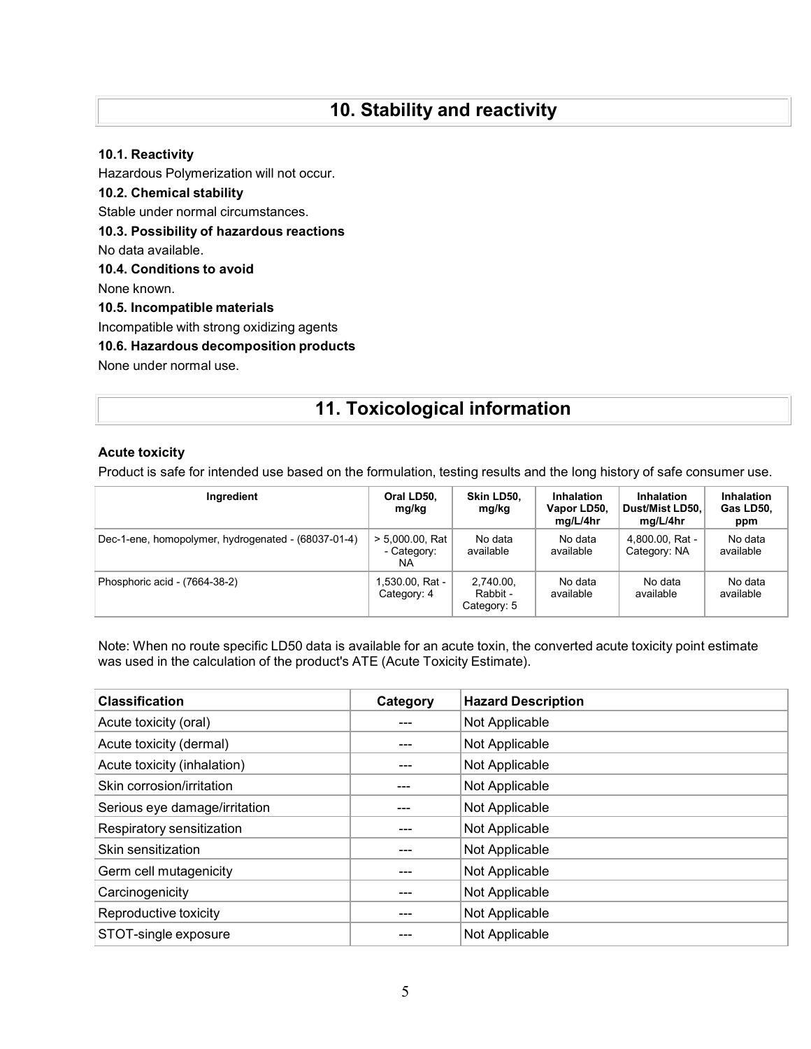# 10. Stability and reactivity

**10.1. Reactivity**

Hazardous Polymerization will not occur.

**10.2. Chemical stability**

Stable under normal circumstances.

**10.3. Possibility of hazardous reactions**

No data available.

**10.4. Conditions to avoid**

None known.

**10.5. Incompatible materials**

Incompatible with strong oxidizing agents

**10.6. Hazardous decomposition products**

None under normal use.

# 11. Toxicological information

**Acute toxicity**

Product is safe for intended use based on the formulation, testing results and the long history of safe consumer use.

| Ingredient | Oral LD50, mg/kg | Skin LD50, mg/kg | Inhalation Vapor LD50, mg/L/4hr | Inhalation Dust/Mist LD50, mg/L/4hr | Inhalation Gas LD50, ppm |
|---|---|---|---|---|---|
| Dec-1-ene, homopolymer, hydrogenated - (68037-01-4) | > 5,000.00, Rat - Category: NA | No data available | No data available | 4,800.00, Rat - Category: NA | No data available |
| Phosphoric acid - (7664-38-2) | 1,530.00, Rat - Category: 4 | 2,740.00, Rabbit - Category: 5 | No data available | No data available | No data available |

Note: When no route specific LD50 data is available for an acute toxin, the converted acute toxicity point estimate was used in the calculation of the product's ATE (Acute Toxicity Estimate).

| Classification | Category | Hazard Description |
|---|---|---|
| Acute toxicity (oral) | --- | Not Applicable |
| Acute toxicity (dermal) | --- | Not Applicable |
| Acute toxicity (inhalation) | --- | Not Applicable |
| Skin corrosion/irritation | --- | Not Applicable |
| Serious eye damage/irritation | --- | Not Applicable |
| Respiratory sensitization | --- | Not Applicable |
| Skin sensitization | --- | Not Applicable |
| Germ cell mutagenicity | --- | Not Applicable |
| Carcinogenicity | --- | Not Applicable |
| Reproductive toxicity | --- | Not Applicable |
| STOT-single exposure | --- | Not Applicable |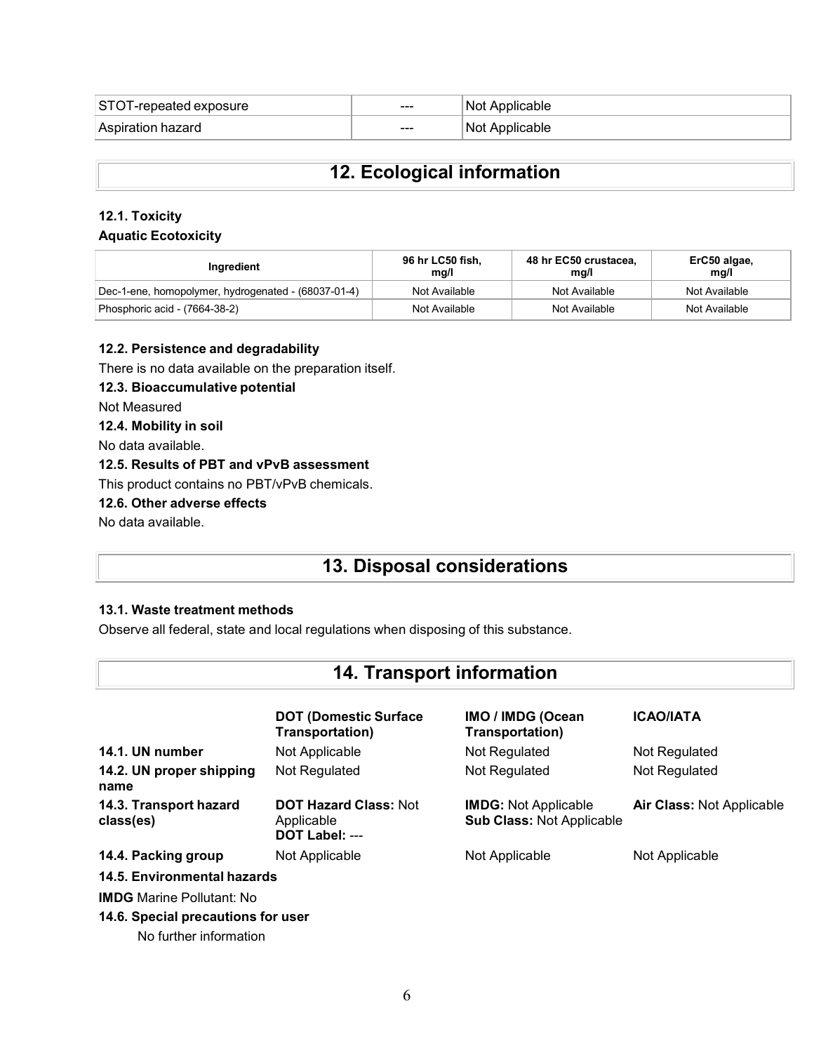| STOT-repeated exposure | --- | Not Applicable |
| --- | --- | --- |
| Aspiration hazard | --- | Not Applicable |

## 12. Ecological information

### 12.1. Toxicity

**Aquatic Ecotoxicity**

| Ingredient | 96 hr LC50 fish, mg/l | 48 hr EC50 crustacea, mg/l | ErC50 algae, mg/l |
| --- | --- | --- | --- |
| Dec-1-ene, homopolymer, hydrogenated - (68037-01-4) | Not Available | Not Available | Not Available |
| Phosphoric acid - (7664-38-2) | Not Available | Not Available | Not Available |

### 12.2. Persistence and degradability

There is no data available on the preparation itself.

### 12.3. Bioaccumulative potential

Not Measured

### 12.4. Mobility in soil

No data available.

### 12.5. Results of PBT and vPvB assessment

This product contains no PBT/vPvB chemicals.

### 12.6. Other adverse effects

No data available.

## 13. Disposal considerations

### 13.1. Waste treatment methods

Observe all federal, state and local regulations when disposing of this substance.

## 14. Transport information

| | DOT (Domestic Surface Transportation) | IMO / IMDG (Ocean Transportation) | ICAO/IATA |
| --- | --- | --- | --- |
| **14.1. UN number** | Not Applicable | Not Regulated | Not Regulated |
| **14.2. UN proper shipping name** | Not Regulated | Not Regulated | Not Regulated |
| **14.3. Transport hazard class(es)** | **DOT Hazard Class:** Not Applicable **DOT Label:** --- | **IMDG:** Not Applicable **Sub Class:** Not Applicable | **Air Class:** Not Applicable |
| **14.4. Packing group** | Not Applicable | Not Applicable | Not Applicable |

### 14.5. Environmental hazards

**IMDG** Marine Pollutant: No

### 14.6. Special precautions for user

No further information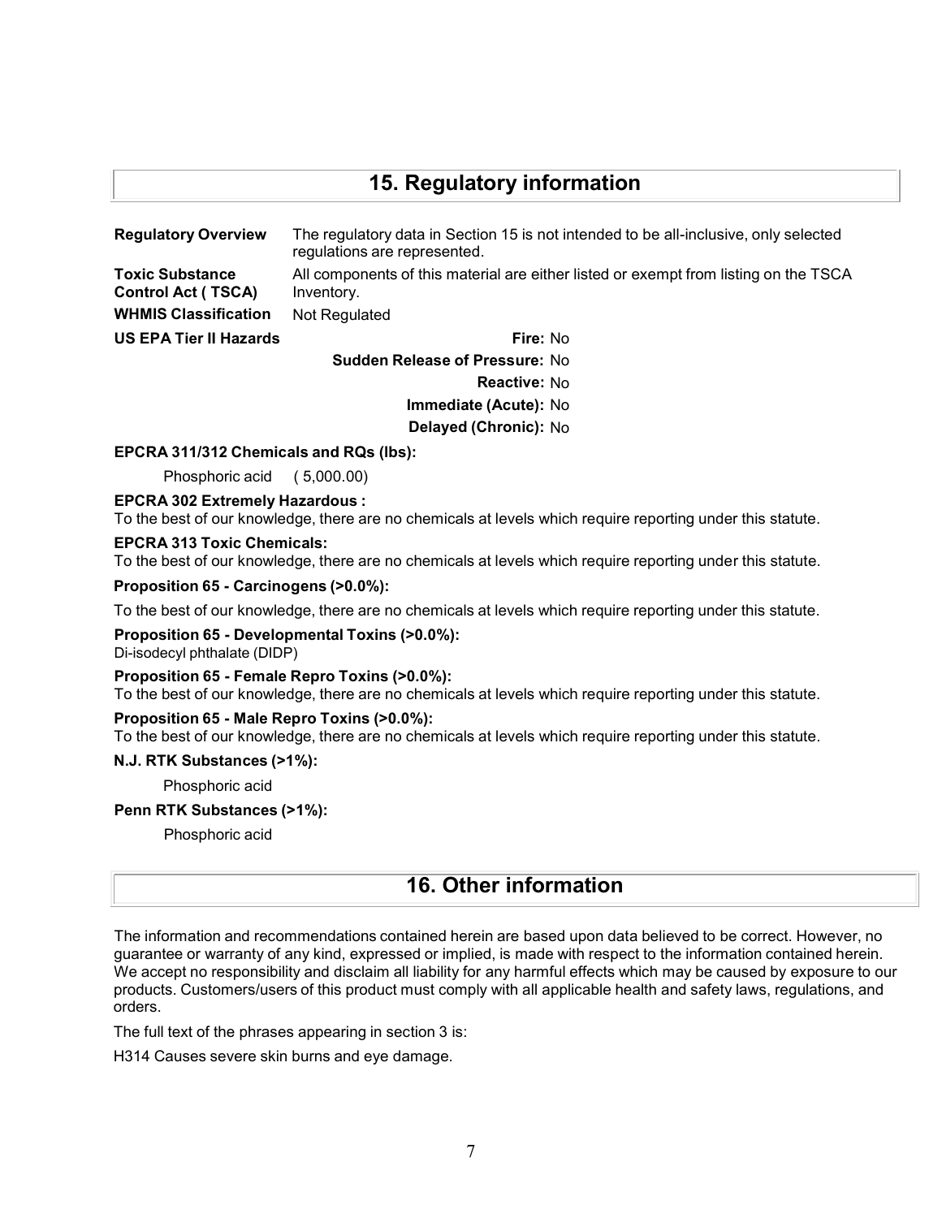## 15. Regulatory information

**Regulatory Overview** The regulatory data in Section 15 is not intended to be all-inclusive, only selected regulations are represented.

**Toxic Substance Control Act ( TSCA)** All components of this material are either listed or exempt from listing on the TSCA Inventory.

**WHMIS Classification** Not Regulated

**US EPA Tier II Hazards**

**Fire:** No

**Sudden Release of Pressure:** No

**Reactive:** No

**Immediate (Acute):** No

**Delayed (Chronic):** No

**EPCRA 311/312 Chemicals and RQs (lbs):**

Phosphoric acid ( 5,000.00)

**EPCRA 302 Extremely Hazardous :**

To the best of our knowledge, there are no chemicals at levels which require reporting under this statute.

**EPCRA 313 Toxic Chemicals:**

To the best of our knowledge, there are no chemicals at levels which require reporting under this statute.

**Proposition 65 - Carcinogens (>0.0%):**

To the best of our knowledge, there are no chemicals at levels which require reporting under this statute.

**Proposition 65 - Developmental Toxins (>0.0%):**

Di-isodecyl phthalate (DIDP)

**Proposition 65 - Female Repro Toxins (>0.0%):**

To the best of our knowledge, there are no chemicals at levels which require reporting under this statute.

**Proposition 65 - Male Repro Toxins (>0.0%):**

To the best of our knowledge, there are no chemicals at levels which require reporting under this statute.

**N.J. RTK Substances (>1%):**

Phosphoric acid

**Penn RTK Substances (>1%):**

Phosphoric acid

## 16. Other information

The information and recommendations contained herein are based upon data believed to be correct. However, no guarantee or warranty of any kind, expressed or implied, is made with respect to the information contained herein. We accept no responsibility and disclaim all liability for any harmful effects which may be caused by exposure to our products. Customers/users of this product must comply with all applicable health and safety laws, regulations, and orders.

The full text of the phrases appearing in section 3 is:

H314 Causes severe skin burns and eye damage.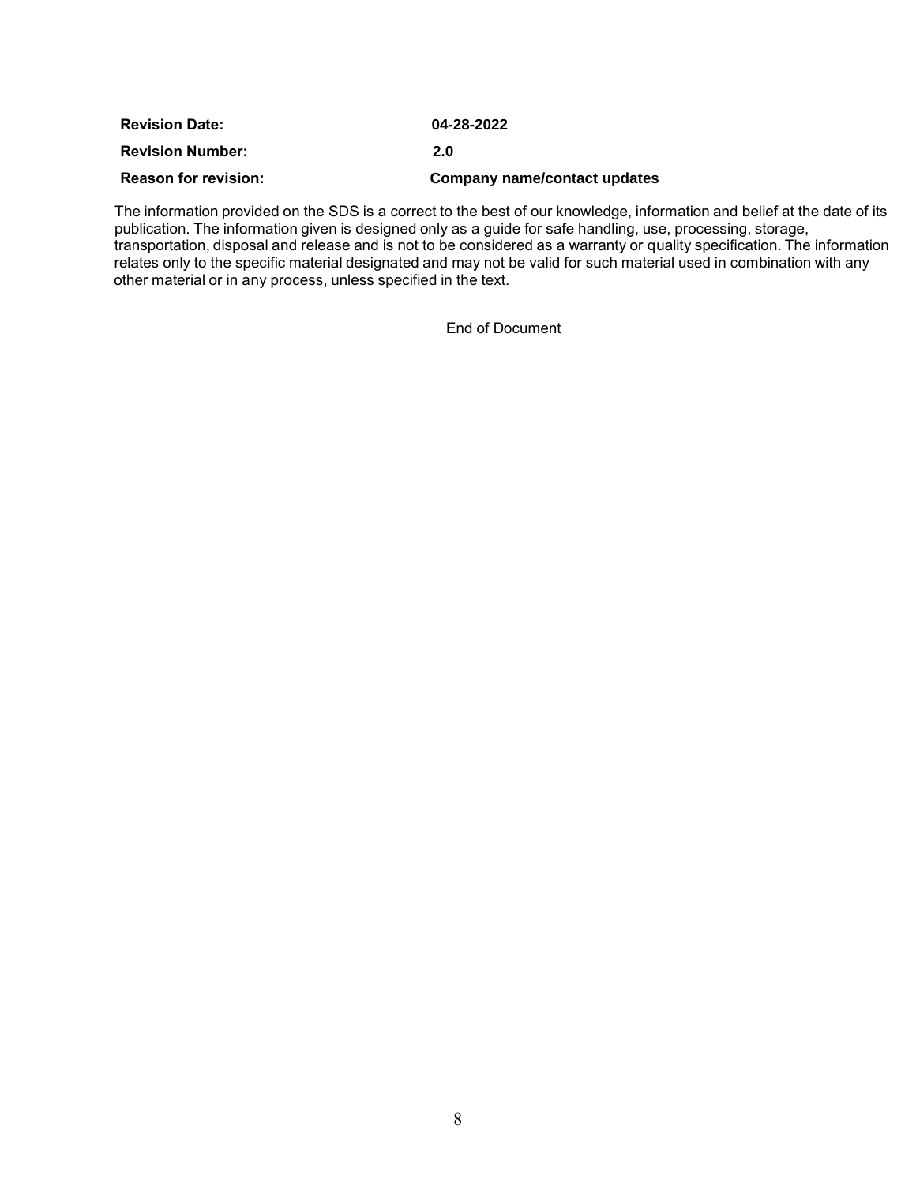**Revision Date:** **04-28-2022**

**Revision Number:** **2.0**

**Reason for revision:** **Company name/contact updates**

The information provided on the SDS is a correct to the best of our knowledge, information and belief at the date of its publication. The information given is designed only as a guide for safe handling, use, processing, storage, transportation, disposal and release and is not to be considered as a warranty or quality specification. The information relates only to the specific material designated and may not be valid for such material used in combination with any other material or in any process, unless specified in the text.

End of Document